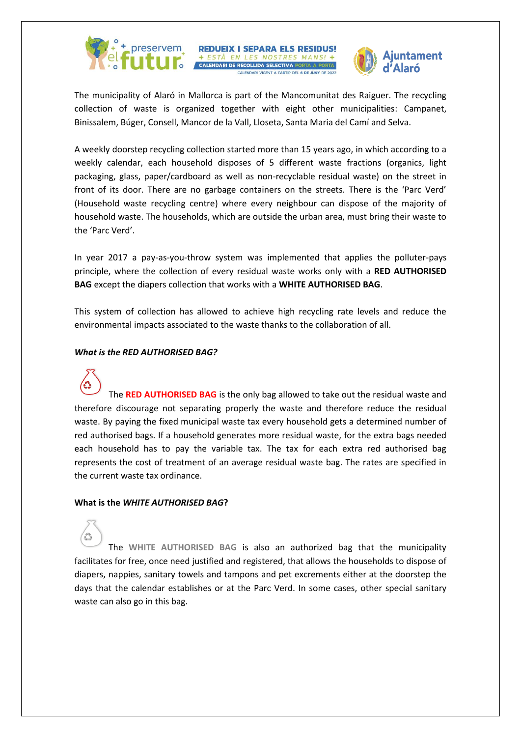The municipality of Alaró in Mallorca is part of the Mancomunitat des Raiguer. The recycling collection of waste is organized together with eight other municipalities: Campanet, Binissalem, Búger, Consell, Mancor de la Vall, Lloseta, Santa Maria del Camí and Selva.

A weekly doorstep recycling collection started more than 15 years ago, in which according to a weekly calendar, each household disposes of 5 different waste fractions (organics, light packaging, glass, paper/cardboard as well as non-recyclable residual waste) on the street in front of its door. There are no garbage containers on the streets. There is the 'Parc Verd' (Household waste recycling centre) where every neighbour can dispose of the majority of household waste. The households, which are outside the urban area, must bring their waste to the 'Parc Verd'.

In year 2017 a pay-as-you-throw system was implemented that applies the polluter-pays principle, where the collection of every residual waste works only with a **RED AUTHORISED BAG** except the diapers collection that works with a **WHITE AUTHORISED BAG**.

This system of collection has allowed to achieve high recycling rate levels and reduce the environmental impacts associated to the waste thanks to the collaboration of all.

***What is the RED AUTHORISED BAG?***

The **RED AUTHORISED BAG** is the only bag allowed to take out the residual waste and therefore discourage not separating properly the waste and therefore reduce the residual waste. By paying the fixed municipal waste tax every household gets a determined number of red authorised bags. If a household generates more residual waste, for the extra bags needed each household has to pay the variable tax. The tax for each extra red authorised bag represents the cost of treatment of an average residual waste bag. The rates are specified in the current waste tax ordinance.

**What is the *WHITE AUTHORISED BAG*?**

The **WHITE AUTHORISED BAG** is also an authorized bag that the municipality facilitates for free, once need justified and registered, that allows the households to dispose of diapers, nappies, sanitary towels and tampons and pet excrements either at the doorstep the days that the calendar establishes or at the Parc Verd. In some cases, other special sanitary waste can also go in this bag.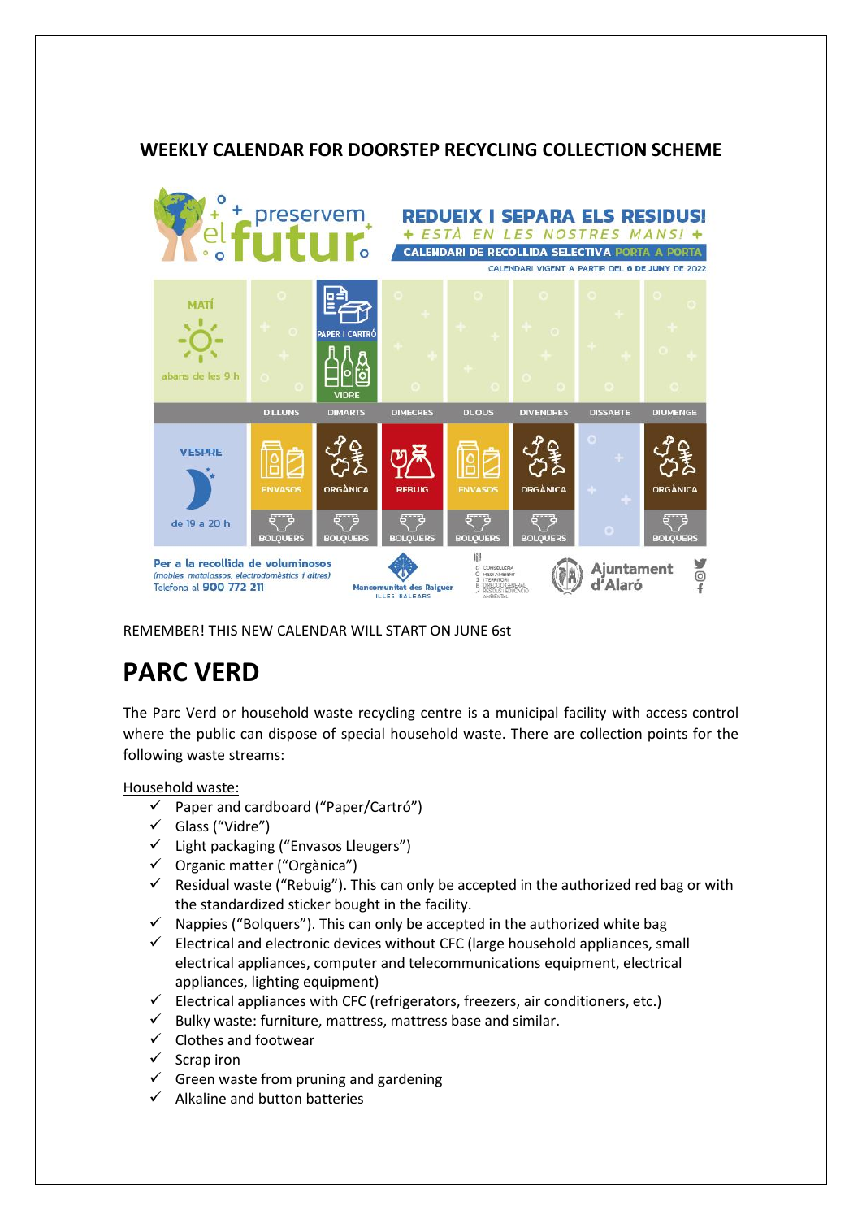## WEEKLY CALENDAR FOR DOORSTEP RECYCLING COLLECTION SCHEME

preservem el futur

**REDUEIX I SEPARA ELS RESIDUS!**
+ ESTÀ EN LES NOSTRES MANS! +
CALENDARI DE RECOLLIDA SELECTIVA PORTA A PORTA
CALENDARI VIGENT A PARTIR DEL 6 DE JUNY DE 2022

| | DILLUNS | DIMARTS | DIMECRES | DIJOUS | DIVENDRES | DISSABTE | DIUMENGE |
|---|---|---|---|---|---|---|---|
| MATÍ (abans de les 9 h) | | PAPER I CARTRÓ / VIDRE | | | | | |
| VESPRE (de 19 a 20 h) | ENVASOS / BOLQUERS | ORGÀNICA / BOLQUERS | REBUIG / BOLQUERS | ENVASOS / BOLQUERS | ORGÀNICA / BOLQUERS | | ORGÀNICA / BOLQUERS |

Per a la recollida de voluminosos (mobles, matalassos, electrodomèstics i altres) Telefona al 900 772 211

Mancomunitat des Raiguer Illes Balears — Ajuntament d'Alaró

REMEMBER! THIS NEW CALENDAR WILL START ON JUNE 6st

# PARC VERD

The Parc Verd or household waste recycling centre is a municipal facility with access control where the public can dispose of special household waste. There are collection points for the following waste streams:

Household waste:

- ✓ Paper and cardboard ("Paper/Cartró")
- ✓ Glass ("Vidre")
- ✓ Light packaging ("Envasos Lleugers")
- ✓ Organic matter ("Orgànica")
- ✓ Residual waste ("Rebuig"). This can only be accepted in the authorized red bag or with the standardized sticker bought in the facility.
- ✓ Nappies ("Bolquers"). This can only be accepted in the authorized white bag
- ✓ Electrical and electronic devices without CFC (large household appliances, small electrical appliances, computer and telecommunications equipment, electrical appliances, lighting equipment)
- ✓ Electrical appliances with CFC (refrigerators, freezers, air conditioners, etc.)
- ✓ Bulky waste: furniture, mattress, mattress base and similar.
- ✓ Clothes and footwear
- ✓ Scrap iron
- ✓ Green waste from pruning and gardening
- ✓ Alkaline and button batteries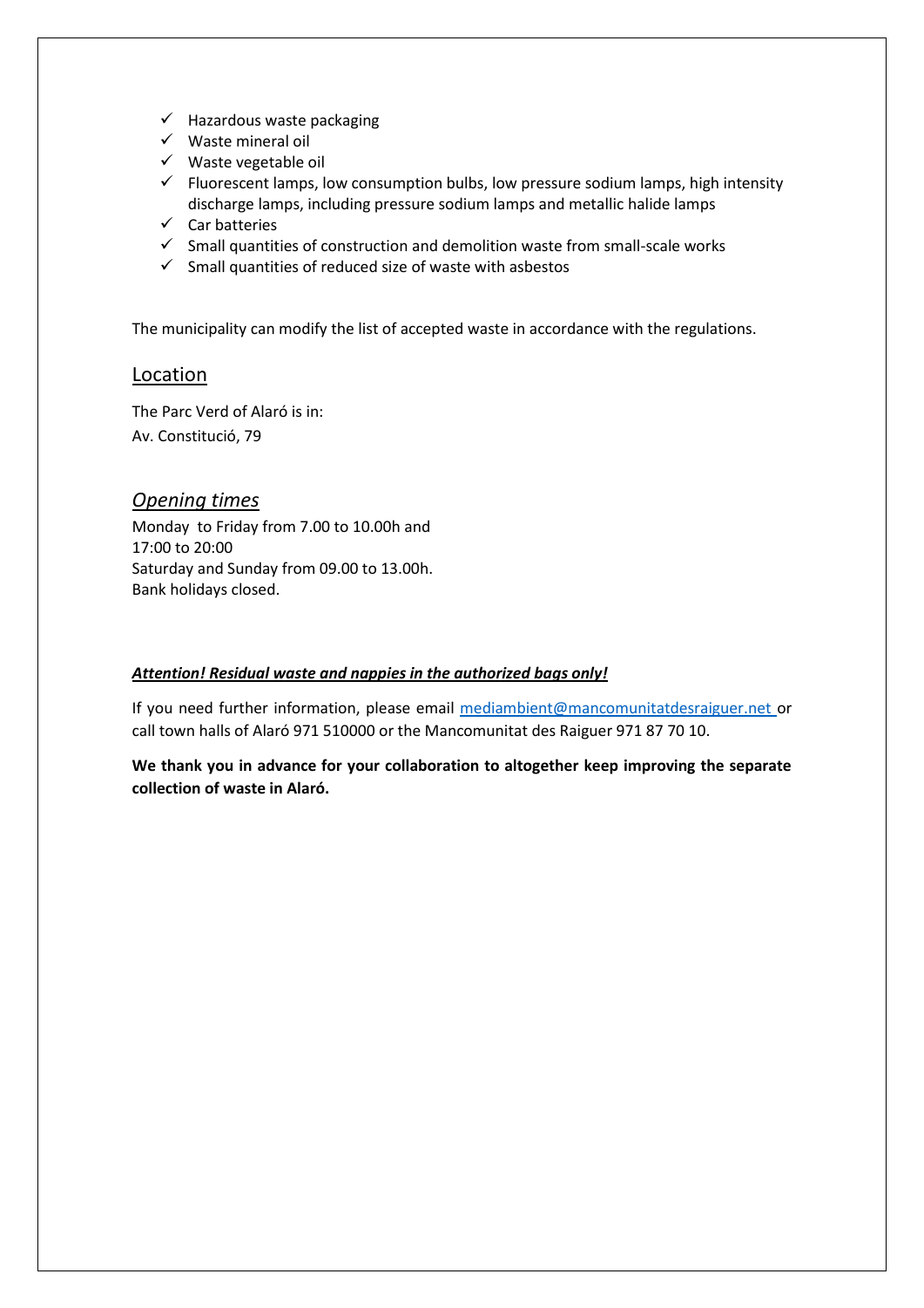- ✓ Hazardous waste packaging
- ✓ Waste mineral oil
- ✓ Waste vegetable oil
- ✓ Fluorescent lamps, low consumption bulbs, low pressure sodium lamps, high intensity discharge lamps, including pressure sodium lamps and metallic halide lamps
- ✓ Car batteries
- ✓ Small quantities of construction and demolition waste from small-scale works
- ✓ Small quantities of reduced size of waste with asbestos

The municipality can modify the list of accepted waste in accordance with the regulations.

## Location

The Parc Verd of Alaró is in:
Av. Constitució, 79

## *Opening times*

Monday to Friday from 7.00 to 10.00h and
17:00 to 20:00
Saturday and Sunday from 09.00 to 13.00h.
Bank holidays closed.

***Attention! Residual waste and nappies in the authorized bags only!***

If you need further information, please email mediambient@mancomunitatdesraiguer.net or call town halls of Alaró 971 510000 or the Mancomunitat des Raiguer 971 87 70 10.

**We thank you in advance for your collaboration to altogether keep improving the separate collection of waste in Alaró.**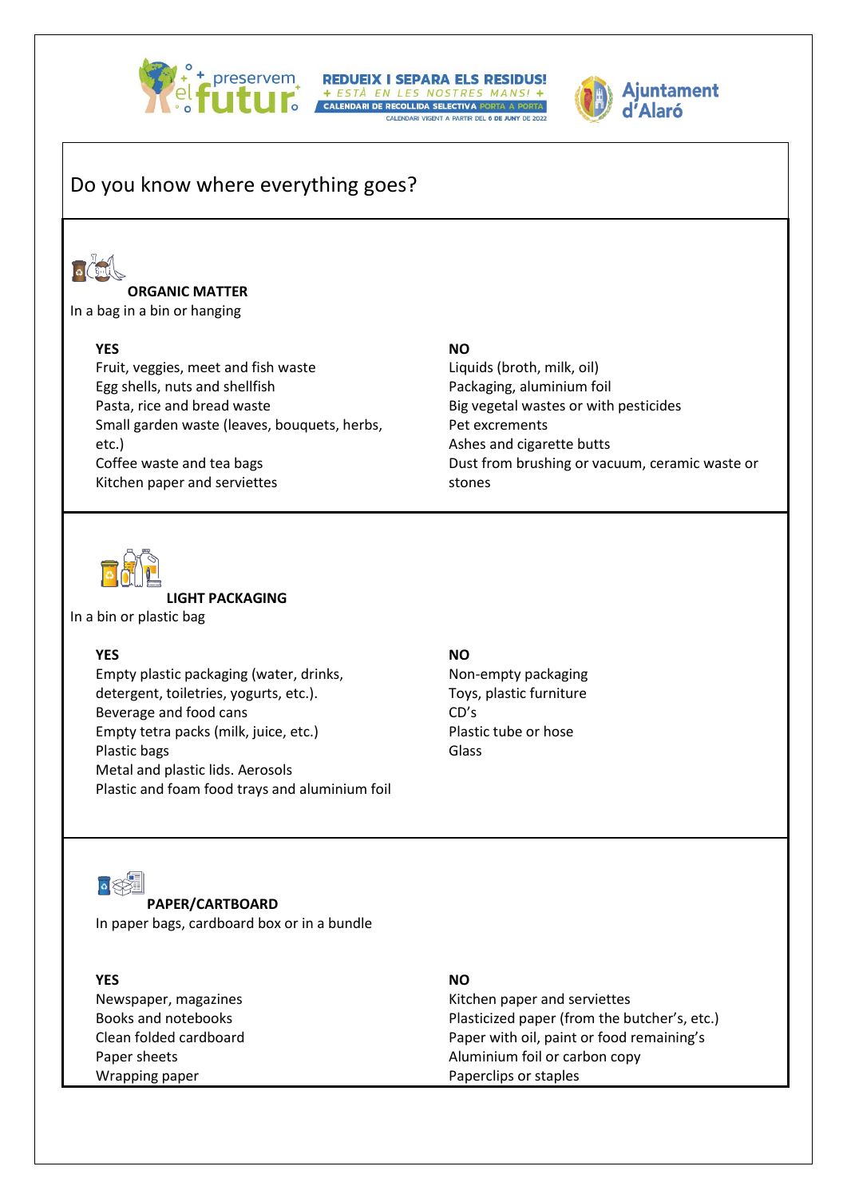# Do you know where everything goes?

## ORGANIC MATTER

In a bag in a bin or hanging

**YES**

Fruit, veggies, meet and fish waste
Egg shells, nuts and shellfish
Pasta, rice and bread waste
Small garden waste (leaves, bouquets, herbs, etc.)
Coffee waste and tea bags
Kitchen paper and serviettes

**NO**

Liquids (broth, milk, oil)
Packaging, aluminium foil
Big vegetal wastes or with pesticides
Pet excrements
Ashes and cigarette butts
Dust from brushing or vacuum, ceramic waste or stones

## LIGHT PACKAGING

In a bin or plastic bag

**YES**

Empty plastic packaging (water, drinks, detergent, toiletries, yogurts, etc.).
Beverage and food cans
Empty tetra packs (milk, juice, etc.)
Plastic bags
Metal and plastic lids. Aerosols
Plastic and foam food trays and aluminium foil

**NO**

Non-empty packaging
Toys, plastic furniture
CD's
Plastic tube or hose
Glass

## PAPER/CARTBOARD

In paper bags, cardboard box or in a bundle

**YES**

Newspaper, magazines
Books and notebooks
Clean folded cardboard
Paper sheets
Wrapping paper

**NO**

Kitchen paper and serviettes
Plasticized paper (from the butcher's, etc.)
Paper with oil, paint or food remaining's
Aluminium foil or carbon copy
Paperclips or staples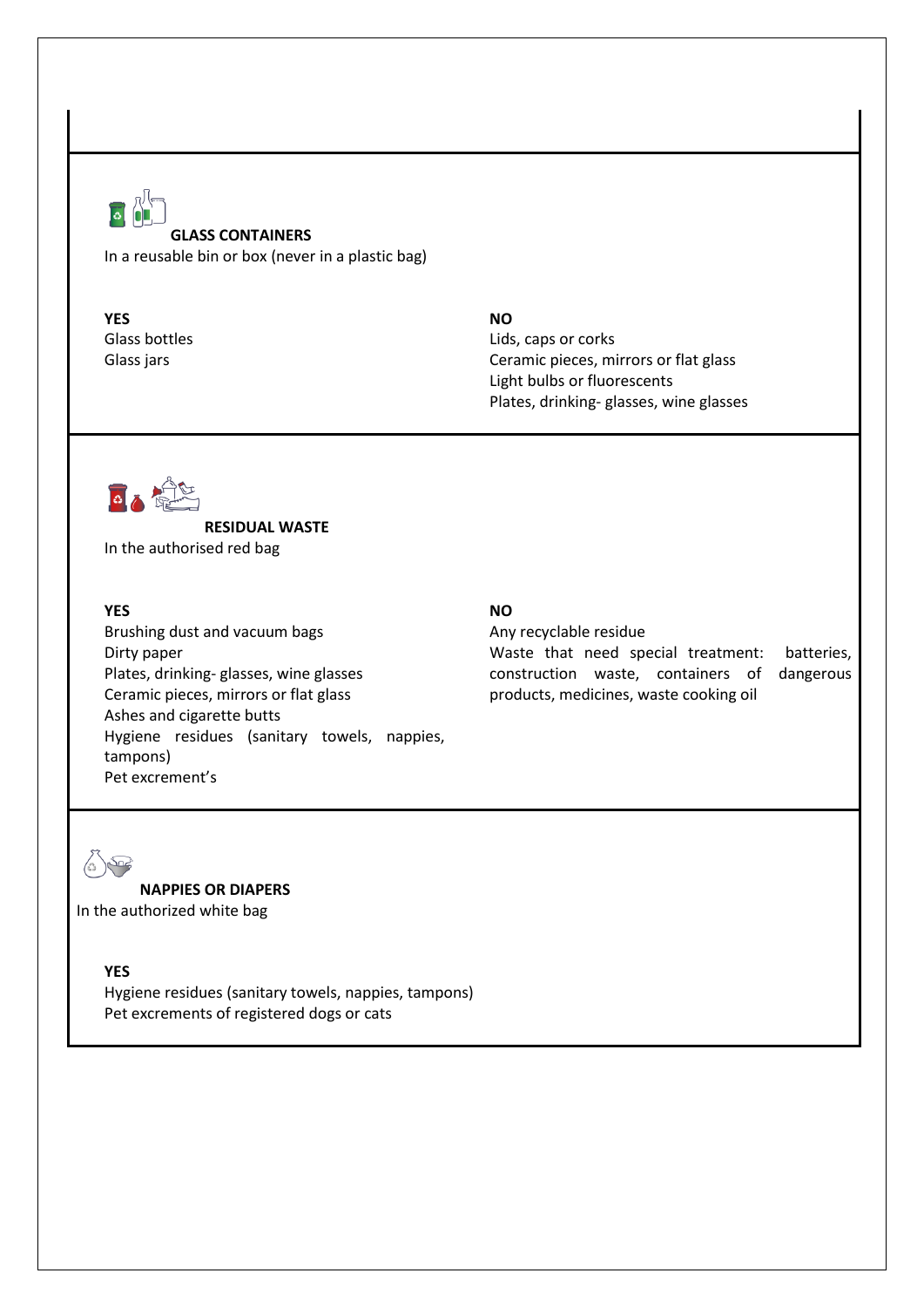### GLASS CONTAINERS

In a reusable bin or box (never in a plastic bag)

| YES | NO |
| --- | --- |
| Glass bottles | Lids, caps or corks |
| Glass jars | Ceramic pieces, mirrors or flat glass |
| | Light bulbs or fluorescents |
| | Plates, drinking- glasses, wine glasses |

### RESIDUAL WASTE

In the authorised red bag

| YES | NO |
| --- | --- |
| Brushing dust and vacuum bags | Any recyclable residue |
| Dirty paper | Waste that need special treatment: batteries, construction waste, containers of dangerous products, medicines, waste cooking oil |
| Plates, drinking- glasses, wine glasses | |
| Ceramic pieces, mirrors or flat glass | |
| Ashes and cigarette butts | |
| Hygiene residues (sanitary towels, nappies, tampons) | |
| Pet excrement's | |

### NAPPIES OR DIAPERS

In the authorized white bag

**YES**

Hygiene residues (sanitary towels, nappies, tampons)
Pet excrements of registered dogs or cats